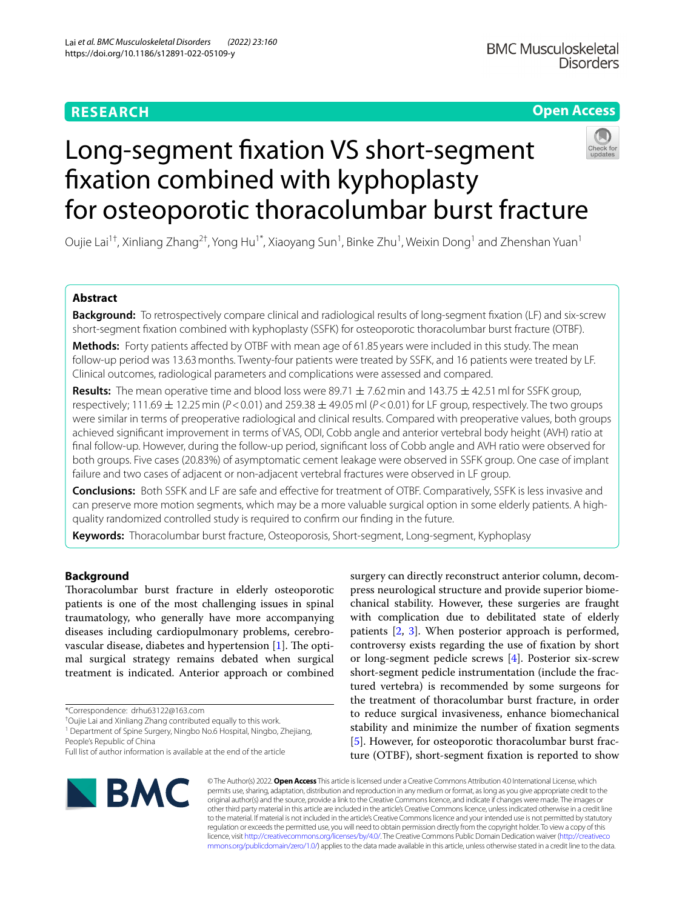RESEARCH

Open Access

# Long-segment fixation VS short-segment fixation combined with kyphoplasty for osteoporotic thoracolumbar burst fracture

Oujie Lai[1†], Xinliang Zhang[2†], Yong Hu[1*], Xiaoyang Sun[1], Binke Zhu[1], Weixin Dong[1] and Zhenshan Yuan[1]

## Abstract

**Background:** To retrospectively compare clinical and radiological results of long-segment fixation (LF) and six-screw short-segment fixation combined with kyphoplasty (SSFK) for osteoporotic thoracolumbar burst fracture (OTBF).

**Methods:** Forty patients affected by OTBF with mean age of 61.85 years were included in this study. The mean follow-up period was 13.63 months. Twenty-four patients were treated by SSFK, and 16 patients were treated by LF. Clinical outcomes, radiological parameters and complications were assessed and compared.

**Results:** The mean operative time and blood loss were 89.71 ± 7.62 min and 143.75 ± 42.51 ml for SSFK group, respectively; 111.69 ± 12.25 min ($P<0.01$) and 259.38 ± 49.05 ml ($P<0.01$) for LF group, respectively. The two groups were similar in terms of preoperative radiological and clinical results. Compared with preoperative values, both groups achieved significant improvement in terms of VAS, ODI, Cobb angle and anterior vertebral body height (AVH) ratio at final follow-up. However, during the follow-up period, significant loss of Cobb angle and AVH ratio were observed for both groups. Five cases (20.83%) of asymptomatic cement leakage were observed in SSFK group. One case of implant failure and two cases of adjacent or non-adjacent vertebral fractures were observed in LF group.

**Conclusions:** Both SSFK and LF are safe and effective for treatment of OTBF. Comparatively, SSFK is less invasive and can preserve more motion segments, which may be a more valuable surgical option in some elderly patients. A high-quality randomized controlled study is required to confirm our finding in the future.

**Keywords:** Thoracolumbar burst fracture, Osteoporosis, Short-segment, Long-segment, Kyphoplasy

## Background

Thoracolumbar burst fracture in elderly osteoporotic patients is one of the most challenging issues in spinal traumatology, who generally have more accompanying diseases including cardiopulmonary problems, cerebrovascular disease, diabetes and hypertension [1]. The optimal surgical strategy remains debated when surgical treatment is indicated. Anterior approach or combined surgery can directly reconstruct anterior column, decompress neurological structure and provide superior biomechanical stability. However, these surgeries are fraught with complication due to debilitated state of elderly patients [2, 3]. When posterior approach is performed, controversy exists regarding the use of fixation by short or long-segment pedicle screws [4]. Posterior six-screw short-segment pedicle instrumentation (include the fractured vertebra) is recommended by some surgeons for the treatment of thoracolumbar burst fracture, in order to reduce surgical invasiveness, enhance biomechanical stability and minimize the number of fixation segments [5]. However, for osteoporotic thoracolumbar burst fracture (OTBF), short-segment fixation is reported to show

*Correspondence: drhu63122@163.com

†Oujie Lai and Xinliang Zhang contributed equally to this work.

[1] Department of Spine Surgery, Ningbo No.6 Hospital, Ningbo, Zhejiang, People's Republic of China

Full list of author information is available at the end of the article

© The Author(s) 2022. **Open Access** This article is licensed under a Creative Commons Attribution 4.0 International License, which permits use, sharing, adaptation, distribution and reproduction in any medium or format, as long as you give appropriate credit to the original author(s) and the source, provide a link to the Creative Commons licence, and indicate if changes were made. The images or other third party material in this article are included in the article's Creative Commons licence, unless indicated otherwise in a credit line to the material. If material is not included in the article's Creative Commons licence and your intended use is not permitted by statutory regulation or exceeds the permitted use, you will need to obtain permission directly from the copyright holder. To view a copy of this licence, visit http://creativecommons.org/licenses/by/4.0/. The Creative Commons Public Domain Dedication waiver (http://creativecommons.org/publicdomain/zero/1.0/) applies to the data made available in this article, unless otherwise stated in a credit line to the data.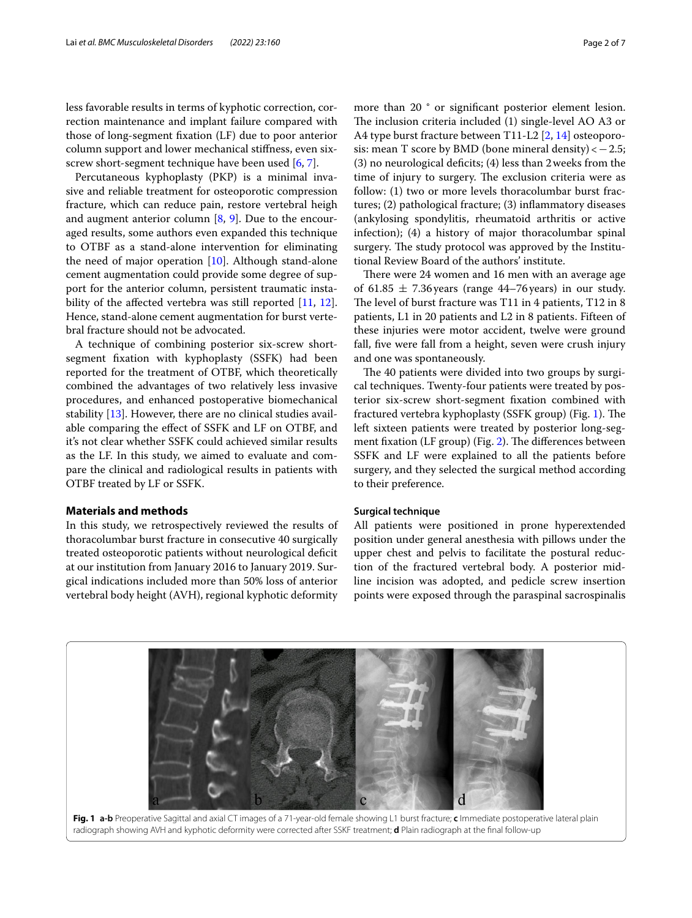less favorable results in terms of kyphotic correction, correction maintenance and implant failure compared with those of long-segment fixation (LF) due to poor anterior column support and lower mechanical stiffness, even six-screw short-segment technique have been used [6, 7].

Percutaneous kyphoplasty (PKP) is a minimal invasive and reliable treatment for osteoporotic compression fracture, which can reduce pain, restore vertebral heigh and augment anterior column [8, 9]. Due to the encouraged results, some authors even expanded this technique to OTBF as a stand-alone intervention for eliminating the need of major operation [10]. Although stand-alone cement augmentation could provide some degree of support for the anterior column, persistent traumatic instability of the affected vertebra was still reported [11, 12]. Hence, stand-alone cement augmentation for burst vertebral fracture should not be advocated.

A technique of combining posterior six-screw short-segment fixation with kyphoplasty (SSFK) had been reported for the treatment of OTBF, which theoretically combined the advantages of two relatively less invasive procedures, and enhanced postoperative biomechanical stability [13]. However, there are no clinical studies available comparing the effect of SSFK and LF on OTBF, and it's not clear whether SSFK could achieved similar results as the LF. In this study, we aimed to evaluate and compare the clinical and radiological results in patients with OTBF treated by LF or SSFK.

## Materials and methods

In this study, we retrospectively reviewed the results of thoracolumbar burst fracture in consecutive 40 surgically treated osteoporotic patients without neurological deficit at our institution from January 2016 to January 2019. Surgical indications included more than 50% loss of anterior vertebral body height (AVH), regional kyphotic deformity more than 20 ° or significant posterior element lesion. The inclusion criteria included (1) single-level AO A3 or A4 type burst fracture between T11-L2 [2, 14] osteoporosis: mean T score by BMD (bone mineral density) < −2.5; (3) no neurological deficits; (4) less than 2 weeks from the time of injury to surgery. The exclusion criteria were as follow: (1) two or more levels thoracolumbar burst fractures; (2) pathological fracture; (3) inflammatory diseases (ankylosing spondylitis, rheumatoid arthritis or active infection); (4) a history of major thoracolumbar spinal surgery. The study protocol was approved by the Institutional Review Board of the authors' institute.

There were 24 women and 16 men with an average age of 61.85 ± 7.36 years (range 44–76 years) in our study. The level of burst fracture was T11 in 4 patients, T12 in 8 patients, L1 in 20 patients and L2 in 8 patients. Fifteen of these injuries were motor accident, twelve were ground fall, five were fall from a height, seven were crush injury and one was spontaneously.

The 40 patients were divided into two groups by surgical techniques. Twenty-four patients were treated by posterior six-screw short-segment fixation combined with fractured vertebra kyphoplasty (SSFK group) (Fig. 1). The left sixteen patients were treated by posterior long-segment fixation (LF group) (Fig. 2). The differences between SSFK and LF were explained to all the patients before surgery, and they selected the surgical method according to their preference.

### Surgical technique

All patients were positioned in prone hyperextended position under general anesthesia with pillows under the upper chest and pelvis to facilitate the postural reduction of the fractured vertebral body. A posterior midline incision was adopted, and pedicle screw insertion points were exposed through the paraspinal sacrospinalis

**Fig. 1** **a-b** Preoperative Sagittal and axial CT images of a 71-year-old female showing L1 burst fracture; **c** Immediate postoperative lateral plain radiograph showing AVH and kyphotic deformity were corrected after SSKF treatment; **d** Plain radiograph at the final follow-up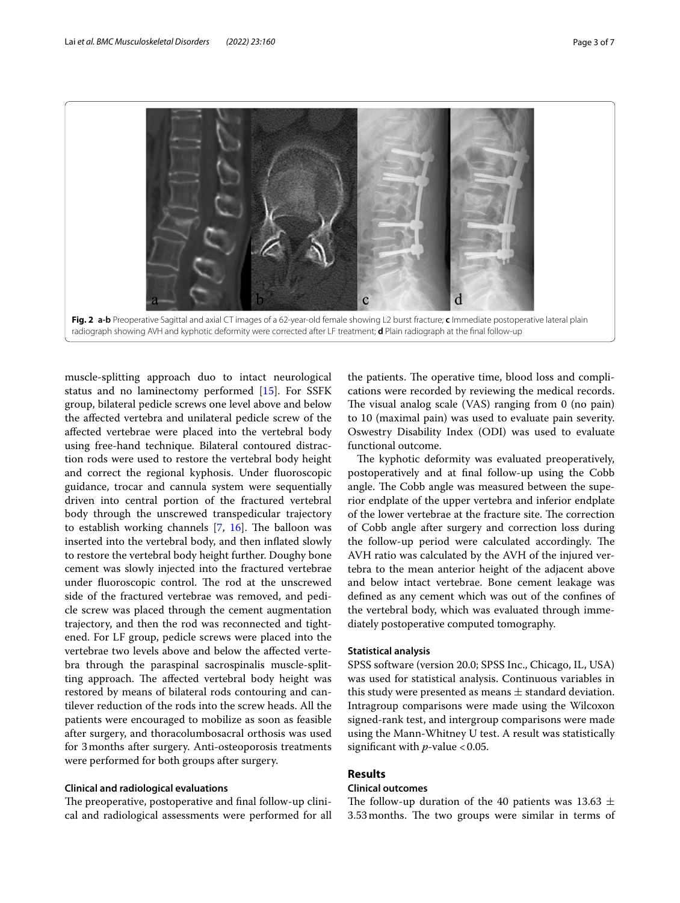**Fig. 2** **a-b** Preoperative Sagittal and axial CT images of a 62-year-old female showing L2 burst fracture; **c** Immediate postoperative lateral plain radiograph showing AVH and kyphotic deformity were corrected after LF treatment; **d** Plain radiograph at the final follow-up

muscle-splitting approach duo to intact neurological status and no laminectomy performed [15]. For SSFK group, bilateral pedicle screws one level above and below the affected vertebra and unilateral pedicle screw of the affected vertebrae were placed into the vertebral body using free-hand technique. Bilateral contoured distraction rods were used to restore the vertebral body height and correct the regional kyphosis. Under fluoroscopic guidance, trocar and cannula system were sequentially driven into central portion of the fractured vertebral body through the unscrewed transpedicular trajectory to establish working channels [7, 16]. The balloon was inserted into the vertebral body, and then inflated slowly to restore the vertebral body height further. Doughy bone cement was slowly injected into the fractured vertebrae under fluoroscopic control. The rod at the unscrewed side of the fractured vertebrae was removed, and pedicle screw was placed through the cement augmentation trajectory, and then the rod was reconnected and tightened. For LF group, pedicle screws were placed into the vertebrae two levels above and below the affected vertebra through the paraspinal sacrospinalis muscle-splitting approach. The affected vertebral body height was restored by means of bilateral rods contouring and cantilever reduction of the rods into the screw heads. All the patients were encouraged to mobilize as soon as feasible after surgery, and thoracolumbosacral orthosis was used for 3 months after surgery. Anti-osteoporosis treatments were performed for both groups after surgery.

### Clinical and radiological evaluations

The preoperative, postoperative and final follow-up clinical and radiological assessments were performed for all the patients. The operative time, blood loss and complications were recorded by reviewing the medical records. The visual analog scale (VAS) ranging from 0 (no pain) to 10 (maximal pain) was used to evaluate pain severity. Oswestry Disability Index (ODI) was used to evaluate functional outcome.

The kyphotic deformity was evaluated preoperatively, postoperatively and at final follow-up using the Cobb angle. The Cobb angle was measured between the superior endplate of the upper vertebra and inferior endplate of the lower vertebrae at the fracture site. The correction of Cobb angle after surgery and correction loss during the follow-up period were calculated accordingly. The AVH ratio was calculated by the AVH of the injured vertebra to the mean anterior height of the adjacent above and below intact vertebrae. Bone cement leakage was defined as any cement which was out of the confines of the vertebral body, which was evaluated through immediately postoperative computed tomography.

### Statistical analysis

SPSS software (version 20.0; SPSS Inc., Chicago, IL, USA) was used for statistical analysis. Continuous variables in this study were presented as means ± standard deviation. Intragroup comparisons were made using the Wilcoxon signed-rank test, and intergroup comparisons were made using the Mann-Whitney U test. A result was statistically significant with $p$-value < 0.05.

## Results

### Clinical outcomes

The follow-up duration of the 40 patients was 13.63 ± 3.53 months. The two groups were similar in terms of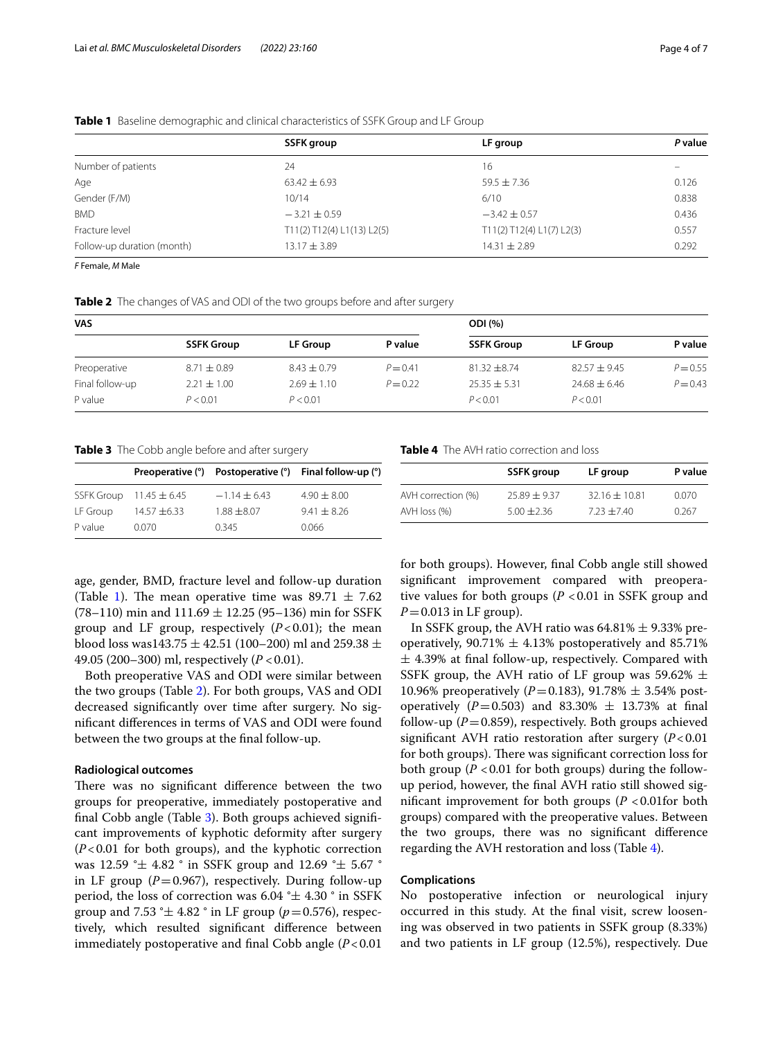**Table 1** Baseline demographic and clinical characteristics of SSFK Group and LF Group

| | SSFK group | LF group | *P* value |
|---|---|---|---|
| Number of patients | 24 | 16 | – |
| Age | 63.42 ± 6.93 | 59.5 ± 7.36 | 0.126 |
| Gender (F/M) | 10/14 | 6/10 | 0.838 |
| BMD | −3.21 ± 0.59 | −3.42 ± 0.57 | 0.436 |
| Fracture level | T11(2) T12(4) L1(13) L2(5) | T11(2) T12(4) L1(7) L2(3) | 0.557 |
| Follow-up duration (month) | 13.17 ± 3.89 | 14.31 ± 2.89 | 0.292 |

*F* Female, *M* Male

**Table 2** The changes of VAS and ODI of the two groups before and after surgery

| VAS | | | | ODI (%) | | |
|---|---|---|---|---|---|---|
| | SSFK Group | LF Group | P value | SSFK Group | LF Group | P value |
| Preoperative | 8.71 ± 0.89 | 8.43 ± 0.79 | *P* = 0.41 | 81.32 ±8.74 | 82.57 ± 9.45 | *P* = 0.55 |
| Final follow-up | 2.21 ± 1.00 | 2.69 ± 1.10 | *P* = 0.22 | 25.35 ± 5.31 | 24.68 ± 6.46 | *P* = 0.43 |
| P value | *P* < 0.01 | *P* < 0.01 | | *P* < 0.01 | *P* < 0.01 | |

**Table 3** The Cobb angle before and after surgery

| | Preoperative (°) | Postoperative (°) | Final follow-up (°) |
|---|---|---|---|
| SSFK Group | 11.45 ± 6.45 | −1.14 ± 6.43 | 4.90 ± 8.00 |
| LF Group | 14.57 ±6.33 | 1.88 ±8.07 | 9.41 ± 8.26 |
| P value | 0.070 | 0.345 | 0.066 |

**Table 4** The AVH ratio correction and loss

| | SSFK group | LF group | P value |
|---|---|---|---|
| AVH correction (%) | 25.89 ± 9.37 | 32.16 ± 10.81 | 0.070 |
| AVH loss (%) | 5.00 ±2.36 | 7.23 ±7.40 | 0.267 |

age, gender, BMD, fracture level and follow-up duration (Table 1). The mean operative time was 89.71 ± 7.62 (78–110) min and 111.69 ± 12.25 (95–136) min for SSFK group and LF group, respectively ($P < 0.01$); the mean blood loss was143.75 ± 42.51 (100–200) ml and 259.38 ± 49.05 (200–300) ml, respectively ($P < 0.01$).

Both preoperative VAS and ODI were similar between the two groups (Table 2). For both groups, VAS and ODI decreased significantly over time after surgery. No significant differences in terms of VAS and ODI were found between the two groups at the final follow-up.

### Radiological outcomes

There was no significant difference between the two groups for preoperative, immediately postoperative and final Cobb angle (Table 3). Both groups achieved significant improvements of kyphotic deformity after surgery ($P < 0.01$ for both groups), and the kyphotic correction was 12.59 °± 4.82 ° in SSFK group and 12.69 °± 5.67 ° in LF group ($P = 0.967$), respectively. During follow-up period, the loss of correction was 6.04 °± 4.30 ° in SSFK group and 7.53 °± 4.82 ° in LF group ($p = 0.576$), respectively, which resulted significant difference between immediately postoperative and final Cobb angle ($P < 0.01$ for both groups). However, final Cobb angle still showed significant improvement compared with preoperative values for both groups ($P < 0.01$ in SSFK group and $P = 0.013$ in LF group).

In SSFK group, the AVH ratio was 64.81% ± 9.33% preoperatively, 90.71% ± 4.13% postoperatively and 85.71% ± 4.39% at final follow-up, respectively. Compared with SSFK group, the AVH ratio of LF group was 59.62% ± 10.96% preoperatively ($P = 0.183$), 91.78% ± 3.54% postoperatively ($P = 0.503$) and 83.30% ± 13.73% at final follow-up ($P = 0.859$), respectively. Both groups achieved significant AVH ratio restoration after surgery ($P < 0.01$ for both groups). There was significant correction loss for both group ($P < 0.01$ for both groups) during the follow-up period, however, the final AVH ratio still showed significant improvement for both groups ($P < 0.01$for both groups) compared with the preoperative values. Between the two groups, there was no significant difference regarding the AVH restoration and loss (Table 4).

### Complications

No postoperative infection or neurological injury occurred in this study. At the final visit, screw loosening was observed in two patients in SSFK group (8.33%) and two patients in LF group (12.5%), respectively. Due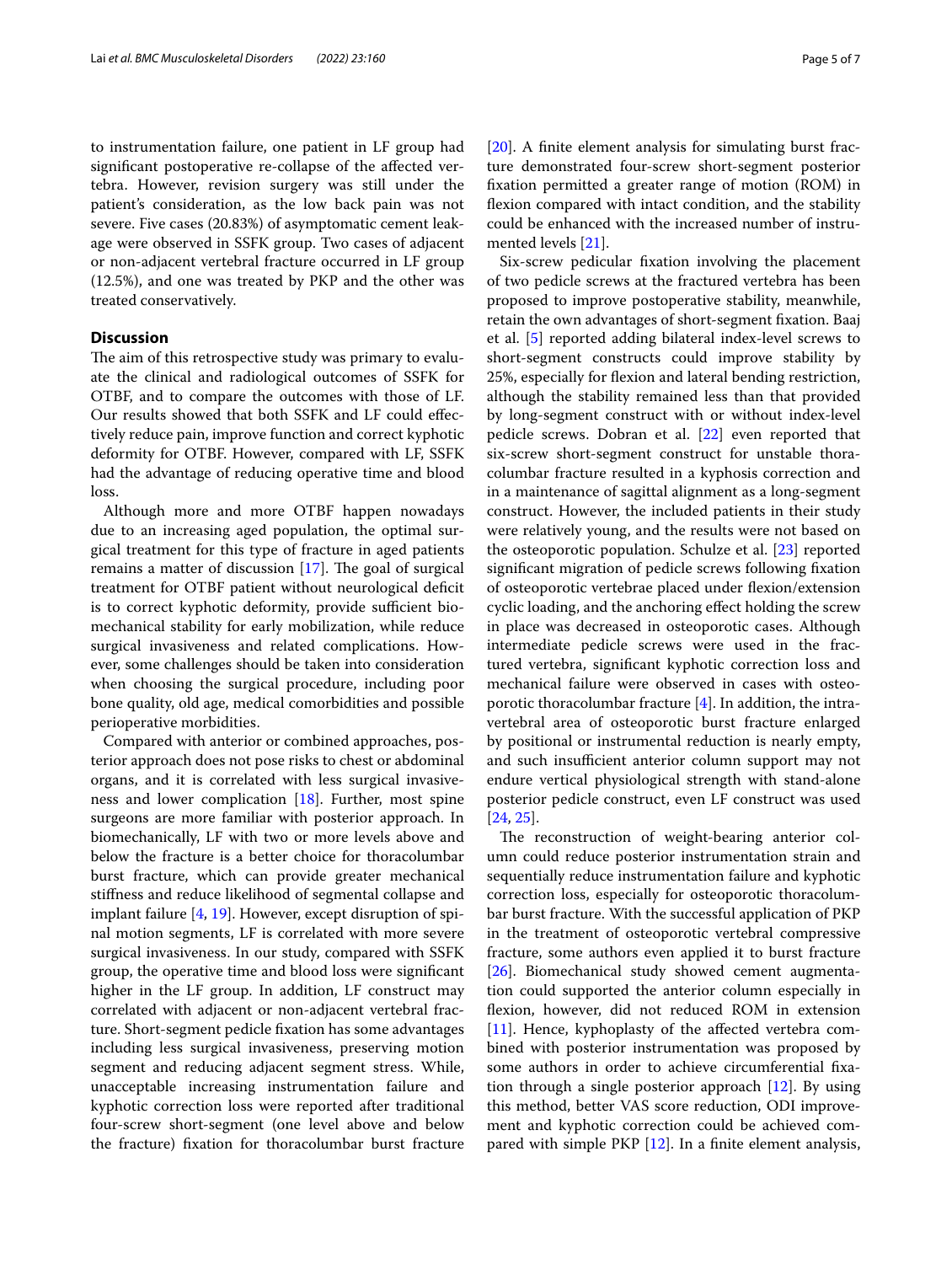to instrumentation failure, one patient in LF group had significant postoperative re-collapse of the affected vertebra. However, revision surgery was still under the patient's consideration, as the low back pain was not severe. Five cases (20.83%) of asymptomatic cement leakage were observed in SSFK group. Two cases of adjacent or non-adjacent vertebral fracture occurred in LF group (12.5%), and one was treated by PKP and the other was treated conservatively.

## Discussion

The aim of this retrospective study was primary to evaluate the clinical and radiological outcomes of SSFK for OTBF, and to compare the outcomes with those of LF. Our results showed that both SSFK and LF could effectively reduce pain, improve function and correct kyphotic deformity for OTBF. However, compared with LF, SSFK had the advantage of reducing operative time and blood loss.

Although more and more OTBF happen nowadays due to an increasing aged population, the optimal surgical treatment for this type of fracture in aged patients remains a matter of discussion [17]. The goal of surgical treatment for OTBF patient without neurological deficit is to correct kyphotic deformity, provide sufficient biomechanical stability for early mobilization, while reduce surgical invasiveness and related complications. However, some challenges should be taken into consideration when choosing the surgical procedure, including poor bone quality, old age, medical comorbidities and possible perioperative morbidities.

Compared with anterior or combined approaches, posterior approach does not pose risks to chest or abdominal organs, and it is correlated with less surgical invasiveness and lower complication [18]. Further, most spine surgeons are more familiar with posterior approach. In biomechanically, LF with two or more levels above and below the fracture is a better choice for thoracolumbar burst fracture, which can provide greater mechanical stiffness and reduce likelihood of segmental collapse and implant failure [4, 19]. However, except disruption of spinal motion segments, LF is correlated with more severe surgical invasiveness. In our study, compared with SSFK group, the operative time and blood loss were significant higher in the LF group. In addition, LF construct may correlated with adjacent or non-adjacent vertebral fracture. Short-segment pedicle fixation has some advantages including less surgical invasiveness, preserving motion segment and reducing adjacent segment stress. While, unacceptable increasing instrumentation failure and kyphotic correction loss were reported after traditional four-screw short-segment (one level above and below the fracture) fixation for thoracolumbar burst fracture [20]. A finite element analysis for simulating burst fracture demonstrated four-screw short-segment posterior fixation permitted a greater range of motion (ROM) in flexion compared with intact condition, and the stability could be enhanced with the increased number of instrumented levels [21].

Six-screw pedicular fixation involving the placement of two pedicle screws at the fractured vertebra has been proposed to improve postoperative stability, meanwhile, retain the own advantages of short-segment fixation. Baaj et al. [5] reported adding bilateral index-level screws to short-segment constructs could improve stability by 25%, especially for flexion and lateral bending restriction, although the stability remained less than that provided by long-segment construct with or without index-level pedicle screws. Dobran et al. [22] even reported that six-screw short-segment construct for unstable thoracolumbar fracture resulted in a kyphosis correction and in a maintenance of sagittal alignment as a long-segment construct. However, the included patients in their study were relatively young, and the results were not based on the osteoporotic population. Schulze et al. [23] reported significant migration of pedicle screws following fixation of osteoporotic vertebrae placed under flexion/extension cyclic loading, and the anchoring effect holding the screw in place was decreased in osteoporotic cases. Although intermediate pedicle screws were used in the fractured vertebra, significant kyphotic correction loss and mechanical failure were observed in cases with osteoporotic thoracolumbar fracture [4]. In addition, the intravertebral area of osteoporotic burst fracture enlarged by positional or instrumental reduction is nearly empty, and such insufficient anterior column support may not endure vertical physiological strength with stand-alone posterior pedicle construct, even LF construct was used [24, 25].

The reconstruction of weight-bearing anterior column could reduce posterior instrumentation strain and sequentially reduce instrumentation failure and kyphotic correction loss, especially for osteoporotic thoracolumbar burst fracture. With the successful application of PKP in the treatment of osteoporotic vertebral compressive fracture, some authors even applied it to burst fracture [26]. Biomechanical study showed cement augmentation could supported the anterior column especially in flexion, however, did not reduced ROM in extension [11]. Hence, kyphoplasty of the affected vertebra combined with posterior instrumentation was proposed by some authors in order to achieve circumferential fixation through a single posterior approach [12]. By using this method, better VAS score reduction, ODI improvement and kyphotic correction could be achieved compared with simple PKP [12]. In a finite element analysis,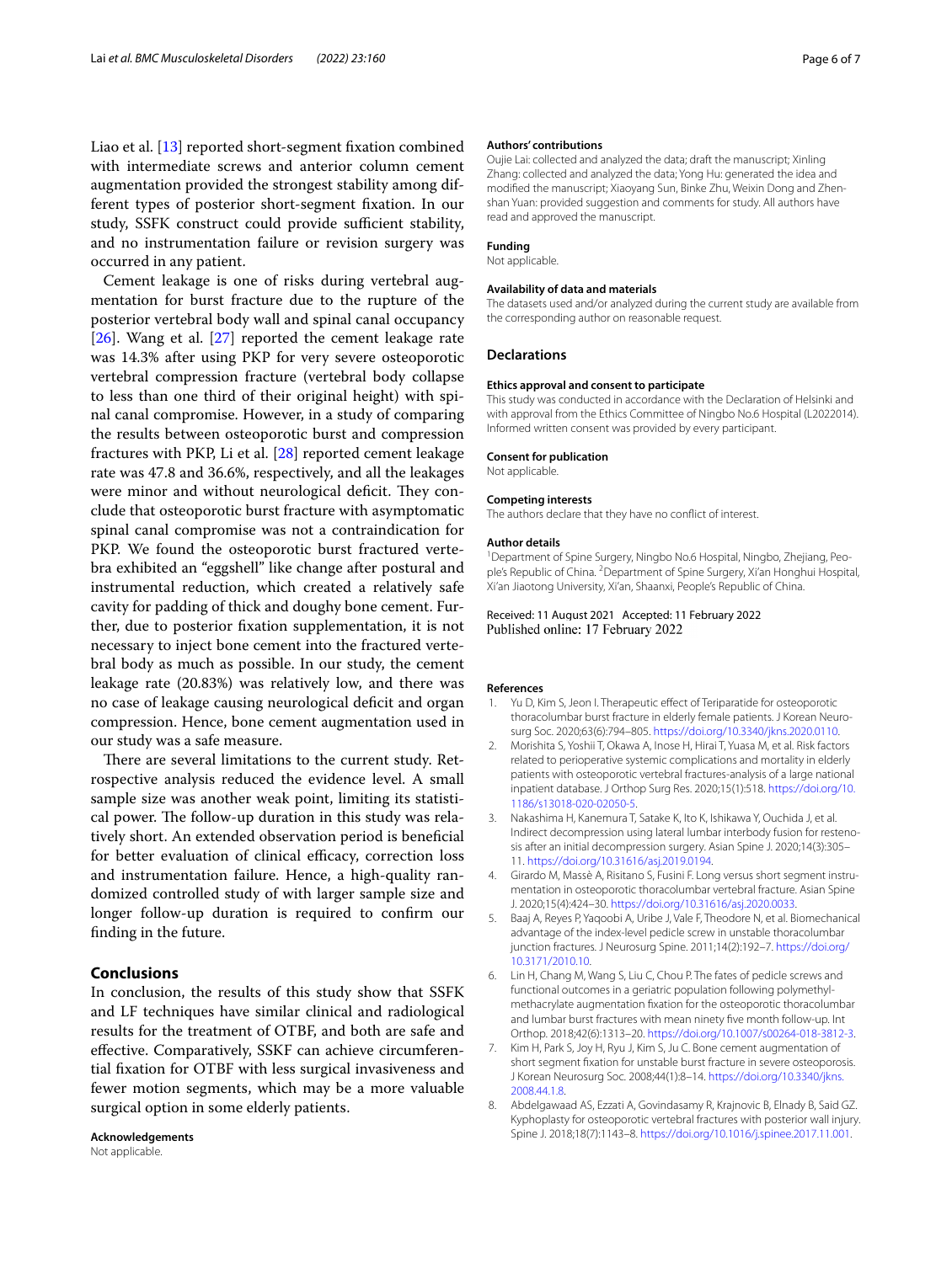Liao et al. [13] reported short-segment fixation combined with intermediate screws and anterior column cement augmentation provided the strongest stability among different types of posterior short-segment fixation. In our study, SSFK construct could provide sufficient stability, and no instrumentation failure or revision surgery was occurred in any patient.

Cement leakage is one of risks during vertebral augmentation for burst fracture due to the rupture of the posterior vertebral body wall and spinal canal occupancy [26]. Wang et al. [27] reported the cement leakage rate was 14.3% after using PKP for very severe osteoporotic vertebral compression fracture (vertebral body collapse to less than one third of their original height) with spinal canal compromise. However, in a study of comparing the results between osteoporotic burst and compression fractures with PKP, Li et al. [28] reported cement leakage rate was 47.8 and 36.6%, respectively, and all the leakages were minor and without neurological deficit. They conclude that osteoporotic burst fracture with asymptomatic spinal canal compromise was not a contraindication for PKP. We found the osteoporotic burst fractured vertebra exhibited an "eggshell" like change after postural and instrumental reduction, which created a relatively safe cavity for padding of thick and doughy bone cement. Further, due to posterior fixation supplementation, it is not necessary to inject bone cement into the fractured vertebral body as much as possible. In our study, the cement leakage rate (20.83%) was relatively low, and there was no case of leakage causing neurological deficit and organ compression. Hence, bone cement augmentation used in our study was a safe measure.

There are several limitations to the current study. Retrospective analysis reduced the evidence level. A small sample size was another weak point, limiting its statistical power. The follow-up duration in this study was relatively short. An extended observation period is beneficial for better evaluation of clinical efficacy, correction loss and instrumentation failure. Hence, a high-quality randomized controlled study of with larger sample size and longer follow-up duration is required to confirm our finding in the future.

## Conclusions

In conclusion, the results of this study show that SSFK and LF techniques have similar clinical and radiological results for the treatment of OTBF, and both are safe and effective. Comparatively, SSKF can achieve circumferential fixation for OTBF with less surgical invasiveness and fewer motion segments, which may be a more valuable surgical option in some elderly patients.

#### Acknowledgements
Not applicable.

#### Authors' contributions
Oujie Lai: collected and analyzed the data; draft the manuscript; Xinling Zhang: collected and analyzed the data; Yong Hu: generated the idea and modified the manuscript; Xiaoyang Sun, Binke Zhu, Weixin Dong and Zhenshan Yuan: provided suggestion and comments for study. All authors have read and approved the manuscript.

#### Funding
Not applicable.

#### Availability of data and materials
The datasets used and/or analyzed during the current study are available from the corresponding author on reasonable request.

### Declarations

#### Ethics approval and consent to participate
This study was conducted in accordance with the Declaration of Helsinki and with approval from the Ethics Committee of Ningbo No.6 Hospital (L2022014). Informed written consent was provided by every participant.

#### Consent for publication
Not applicable.

#### Competing interests
The authors declare that they have no conflict of interest.

#### Author details
[1]Department of Spine Surgery, Ningbo No.6 Hospital, Ningbo, Zhejiang, People's Republic of China. [2]Department of Spine Surgery, Xi'an Honghui Hospital, Xi'an Jiaotong University, Xi'an, Shaanxi, People's Republic of China.

Received: 11 August 2021 Accepted: 11 February 2022
Published online: 17 February 2022

#### References

1. Yu D, Kim S, Jeon I. Therapeutic effect of Teriparatide for osteoporotic thoracolumbar burst fracture in elderly female patients. J Korean Neurosurg Soc. 2020;63(6):794–805. https://doi.org/10.3340/jkns.2020.0110.
2. Morishita S, Yoshii T, Okawa A, Inose H, Hirai T, Yuasa M, et al. Risk factors related to perioperative systemic complications and mortality in elderly patients with osteoporotic vertebral fractures-analysis of a large national inpatient database. J Orthop Surg Res. 2020;15(1):518. https://doi.org/10.1186/s13018-020-02050-5.
3. Nakashima H, Kanemura T, Satake K, Ito K, Ishikawa Y, Ouchida J, et al. Indirect decompression using lateral lumbar interbody fusion for restenosis after an initial decompression surgery. Asian Spine J. 2020;14(3):305–11. https://doi.org/10.31616/asj.2019.0194.
4. Girardo M, Massè A, Risitano S, Fusini F. Long versus short segment instrumentation in osteoporotic thoracolumbar vertebral fracture. Asian Spine J. 2020;15(4):424–30. https://doi.org/10.31616/asj.2020.0033.
5. Baaj A, Reyes P, Yaqoobi A, Uribe J, Vale F, Theodore N, et al. Biomechanical advantage of the index-level pedicle screw in unstable thoracolumbar junction fractures. J Neurosurg Spine. 2011;14(2):192–7. https://doi.org/10.3171/2010.10.
6. Lin H, Chang M, Wang S, Liu C, Chou P. The fates of pedicle screws and functional outcomes in a geriatric population following polymethylmethacrylate augmentation fixation for the osteoporotic thoracolumbar and lumbar burst fractures with mean ninety five month follow-up. Int Orthop. 2018;42(6):1313–20. https://doi.org/10.1007/s00264-018-3812-3.
7. Kim H, Park S, Joy H, Ryu J, Kim S, Ju C. Bone cement augmentation of short segment fixation for unstable burst fracture in severe osteoporosis. J Korean Neurosurg Soc. 2008;44(1):8–14. https://doi.org/10.3340/jkns.2008.44.1.8.
8. Abdelgawaad AS, Ezzati A, Govindasamy R, Krajnovic B, Elnady B, Said GZ. Kyphoplasty for osteoporotic vertebral fractures with posterior wall injury. Spine J. 2018;18(7):1143–8. https://doi.org/10.1016/j.spinee.2017.11.001.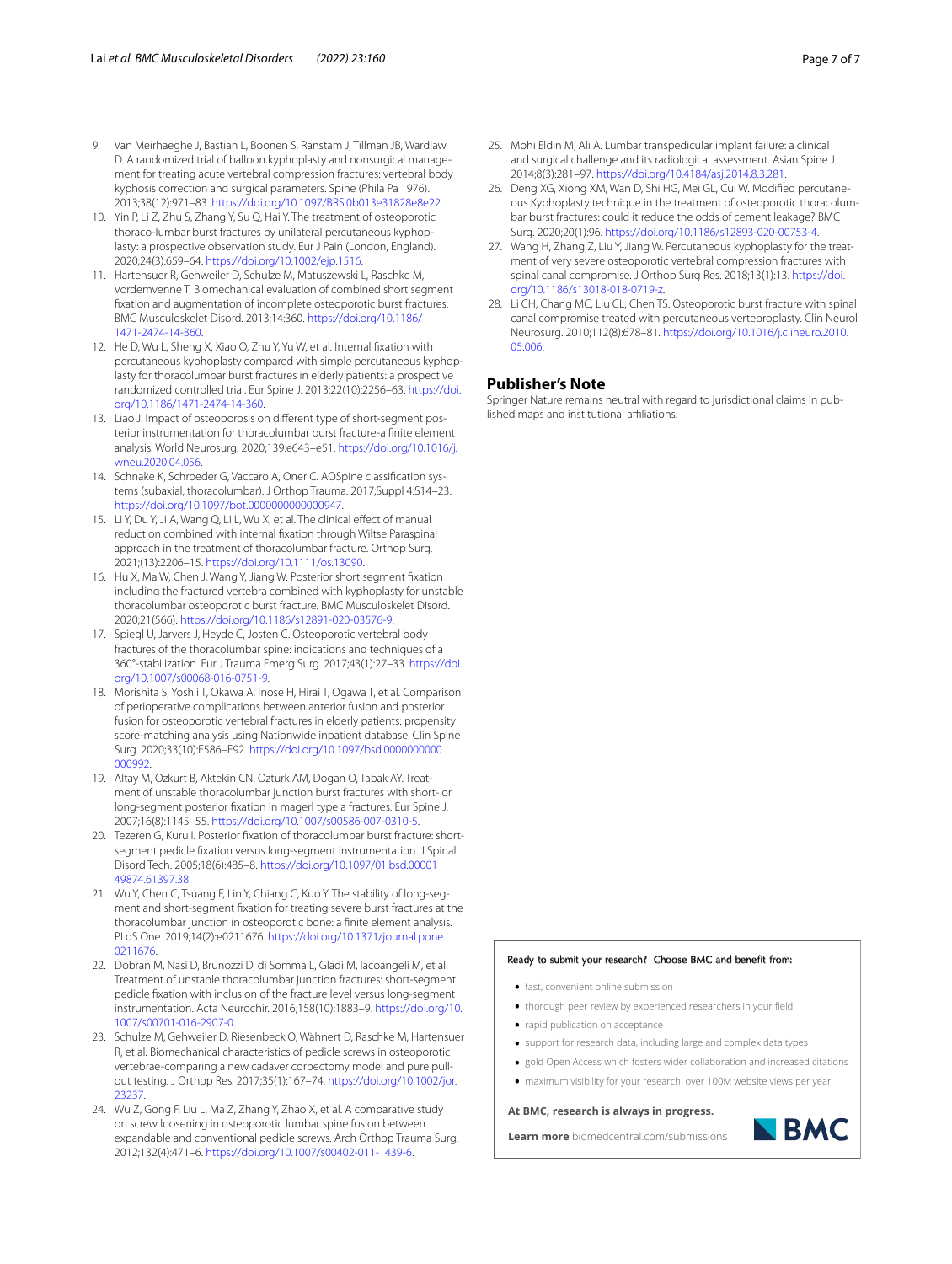9. Van Meirhaeghe J, Bastian L, Boonen S, Ranstam J, Tillman JB, Wardlaw D. A randomized trial of balloon kyphoplasty and nonsurgical management for treating acute vertebral compression fractures: vertebral body kyphosis correction and surgical parameters. Spine (Phila Pa 1976). 2013;38(12):971–83. https://doi.org/10.1097/BRS.0b013e31828e8e22.
10. Yin P, Li Z, Zhu S, Zhang Y, Su Q, Hai Y. The treatment of osteoporotic thoraco-lumbar burst fractures by unilateral percutaneous kyphoplasty: a prospective observation study. Eur J Pain (London, England). 2020;24(3):659–64. https://doi.org/10.1002/ejp.1516.
11. Hartensuer R, Gehweiler D, Schulze M, Matuszewski L, Raschke M, Vordemvenne T. Biomechanical evaluation of combined short segment fixation and augmentation of incomplete osteoporotic burst fractures. BMC Musculoskelet Disord. 2013;14:360. https://doi.org/10.1186/1471-2474-14-360.
12. He D, Wu L, Sheng X, Xiao Q, Zhu Y, Yu W, et al. Internal fixation with percutaneous kyphoplasty compared with simple percutaneous kyphoplasty for thoracolumbar burst fractures in elderly patients: a prospective randomized controlled trial. Eur Spine J. 2013;22(10):2256–63. https://doi.org/10.1186/1471-2474-14-360.
13. Liao J. Impact of osteoporosis on different type of short-segment posterior instrumentation for thoracolumbar burst fracture-a finite element analysis. World Neurosurg. 2020;139:e643–e51. https://doi.org/10.1016/j.wneu.2020.04.056.
14. Schnake K, Schroeder G, Vaccaro A, Oner C. AOSpine classification systems (subaxial, thoracolumbar). J Orthop Trauma. 2017;Suppl 4:S14–23. https://doi.org/10.1097/bot.0000000000000947.
15. Li Y, Du Y, Ji A, Wang Q, Li L, Wu X, et al. The clinical effect of manual reduction combined with internal fixation through Wiltse Paraspinal approach in the treatment of thoracolumbar fracture. Orthop Surg. 2021;(13):2206–15. https://doi.org/10.1111/os.13090.
16. Hu X, Ma W, Chen J, Wang Y, Jiang W. Posterior short segment fixation including the fractured vertebra combined with kyphoplasty for unstable thoracolumbar osteoporotic burst fracture. BMC Musculoskelet Disord. 2020;21(566). https://doi.org/10.1186/s12891-020-03576-9.
17. Spiegl U, Jarvers J, Heyde C, Josten C. Osteoporotic vertebral body fractures of the thoracolumbar spine: indications and techniques of a 360°-stabilization. Eur J Trauma Emerg Surg. 2017;43(1):27–33. https://doi.org/10.1007/s00068-016-0751-9.
18. Morishita S, Yoshii T, Okawa A, Inose H, Hirai T, Ogawa T, et al. Comparison of perioperative complications between anterior fusion and posterior fusion for osteoporotic vertebral fractures in elderly patients: propensity score-matching analysis using Nationwide inpatient database. Clin Spine Surg. 2020;33(10):E586–E92. https://doi.org/10.1097/bsd.0000000000000992.
19. Altay M, Ozkurt B, Aktekin CN, Ozturk AM, Dogan O, Tabak AY. Treatment of unstable thoracolumbar junction burst fractures with short- or long-segment posterior fixation in magerl type a fractures. Eur Spine J. 2007;16(8):1145–55. https://doi.org/10.1007/s00586-007-0310-5.
20. Tezeren G, Kuru I. Posterior fixation of thoracolumbar burst fracture: short-segment pedicle fixation versus long-segment instrumentation. J Spinal Disord Tech. 2005;18(6):485–8. https://doi.org/10.1097/01.bsd.0000149874.61397.38.
21. Wu Y, Chen C, Tsuang F, Lin Y, Chiang C, Kuo Y. The stability of long-segment and short-segment fixation for treating severe burst fractures at the thoracolumbar junction in osteoporotic bone: a finite element analysis. PLoS One. 2019;14(2):e0211676. https://doi.org/10.1371/journal.pone.0211676.
22. Dobran M, Nasi D, Brunozzi D, di Somma L, Gladi M, Iacoangeli M, et al. Treatment of unstable thoracolumbar junction fractures: short-segment pedicle fixation with inclusion of the fracture level versus long-segment instrumentation. Acta Neurochir. 2016;158(10):1883–9. https://doi.org/10.1007/s00701-016-2907-0.
23. Schulze M, Gehweiler D, Riesenbeck O, Wähnert D, Raschke M, Hartensuer R, et al. Biomechanical characteristics of pedicle screws in osteoporotic vertebrae-comparing a new cadaver corpectomy model and pure pull-out testing. J Orthop Res. 2017;35(1):167–74. https://doi.org/10.1002/jor.23237.
24. Wu Z, Gong F, Liu L, Ma Z, Zhang Y, Zhao X, et al. A comparative study on screw loosening in osteoporotic lumbar spine fusion between expandable and conventional pedicle screws. Arch Orthop Trauma Surg. 2012;132(4):471–6. https://doi.org/10.1007/s00402-011-1439-6.
25. Mohi Eldin M, Ali A. Lumbar transpedicular implant failure: a clinical and surgical challenge and its radiological assessment. Asian Spine J. 2014;8(3):281–97. https://doi.org/10.4184/asj.2014.8.3.281.
26. Deng XG, Xiong XM, Wan D, Shi HG, Mei GL, Cui W. Modified percutaneous Kyphoplasty technique in the treatment of osteoporotic thoracolumbar burst fractures: could it reduce the odds of cement leakage? BMC Surg. 2020;20(1):96. https://doi.org/10.1186/s12893-020-00753-4.
27. Wang H, Zhang Z, Liu Y, Jiang W. Percutaneous kyphoplasty for the treatment of very severe osteoporotic vertebral compression fractures with spinal canal compromise. J Orthop Surg Res. 2018;13(1):13. https://doi.org/10.1186/s13018-018-0719-z.
28. Li CH, Chang MC, Liu CL, Chen TS. Osteoporotic burst fracture with spinal canal compromise treated with percutaneous vertebroplasty. Clin Neurol Neurosurg. 2010;112(8):678–81. https://doi.org/10.1016/j.clineuro.2010.05.006.

## Publisher's Note

Springer Nature remains neutral with regard to jurisdictional claims in published maps and institutional affiliations.

Ready to submit your research? Choose BMC and benefit from:

- fast, convenient online submission
- thorough peer review by experienced researchers in your field
- rapid publication on acceptance
- support for research data, including large and complex data types
- gold Open Access which fosters wider collaboration and increased citations
- maximum visibility for your research: over 100M website views per year

**At BMC, research is always in progress.**

**Learn more** biomedcentral.com/submissions

BMC